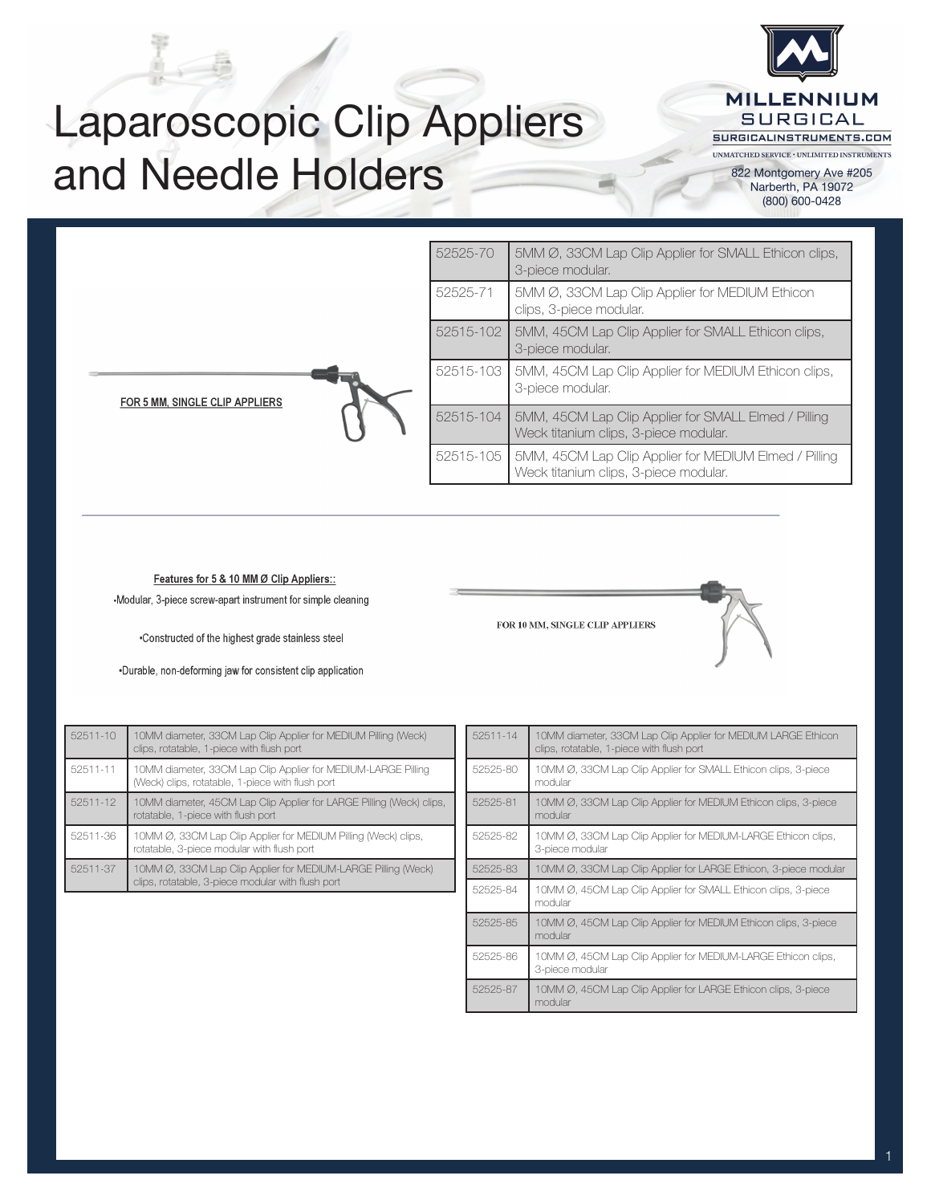# Laparoscopic Clip Appliers and Needle Holders

**MILLENNIUM SURGICAL**
SURGICALINSTRUMENTS.COM
UNMATCHED SERVICE • UNLIMITED INSTRUMENTS

822 Montgomery Ave #205
Narberth, PA 19072
(800) 600-0428

**FOR 5 MM, SINGLE CLIP APPLIERS**

| | |
|---|---|
| 52525-70 | 5MM Ø, 33CM Lap Clip Applier for SMALL Ethicon clips, 3-piece modular. |
| 52525-71 | 5MM Ø, 33CM Lap Clip Applier for MEDIUM Ethicon clips, 3-piece modular. |
| 52515-102 | 5MM, 45CM Lap Clip Applier for SMALL Ethicon clips, 3-piece modular. |
| 52515-103 | 5MM, 45CM Lap Clip Applier for MEDIUM Ethicon clips, 3-piece modular. |
| 52515-104 | 5MM, 45CM Lap Clip Applier for SMALL Elmed / Pilling Weck titanium clips, 3-piece modular. |
| 52515-105 | 5MM, 45CM Lap Clip Applier for MEDIUM Elmed / Pilling Weck titanium clips, 3-piece modular. |

**Features for 5 & 10 MM Ø Clip Appliers::**

- Modular, 3-piece screw-apart instrument for simple cleaning
- Constructed of the highest grade stainless steel
- Durable, non-deforming jaw for consistent clip application

**FOR 10 MM, SINGLE CLIP APPLIERS**

| | |
|---|---|
| 52511-10 | 10MM diameter, 33CM Lap Clip Applier for MEDIUM Pilling (Weck) clips, rotatable, 1-piece with flush port |
| 52511-11 | 10MM diameter, 33CM Lap Clip Applier for MEDIUM-LARGE Pilling (Weck) clips, rotatable, 1-piece with flush port |
| 52511-12 | 10MM diameter, 45CM Lap Clip Applier for LARGE Pilling (Weck) clips, rotatable, 1-piece with flush port |
| 52511-36 | 10MM Ø, 33CM Lap Clip Applier for MEDIUM Pilling (Weck) clips, rotatable, 3-piece modular with flush port |
| 52511-37 | 10MM Ø, 33CM Lap Clip Applier for MEDIUM-LARGE Pilling (Weck) clips, rotatable, 3-piece modular with flush port |

| | |
|---|---|
| 52511-14 | 10MM diameter, 33CM Lap Clip Applier for MEDIUM LARGE Ethicon clips, rotatable, 1-piece with flush port |
| 52525-80 | 10MM Ø, 33CM Lap Clip Applier for SMALL Ethicon clips, 3-piece modular |
| 52525-81 | 10MM Ø, 33CM Lap Clip Applier for MEDIUM Ethicon clips, 3-piece modular |
| 52525-82 | 10MM Ø, 33CM Lap Clip Applier for MEDIUM-LARGE Ethicon clips, 3-piece modular |
| 52525-83 | 10MM Ø, 33CM Lap Clip Applier for LARGE Ethicon, 3-piece modular |
| 52525-84 | 10MM Ø, 45CM Lap Clip Applier for SMALL Ethicon clips, 3-piece modular |
| 52525-85 | 10MM Ø, 45CM Lap Clip Applier for MEDIUM Ethicon clips, 3-piece modular |
| 52525-86 | 10MM Ø, 45CM Lap Clip Applier for MEDIUM-LARGE Ethicon clips, 3-piece modular |
| 52525-87 | 10MM Ø, 45CM Lap Clip Applier for LARGE Ethicon clips, 3-piece modular |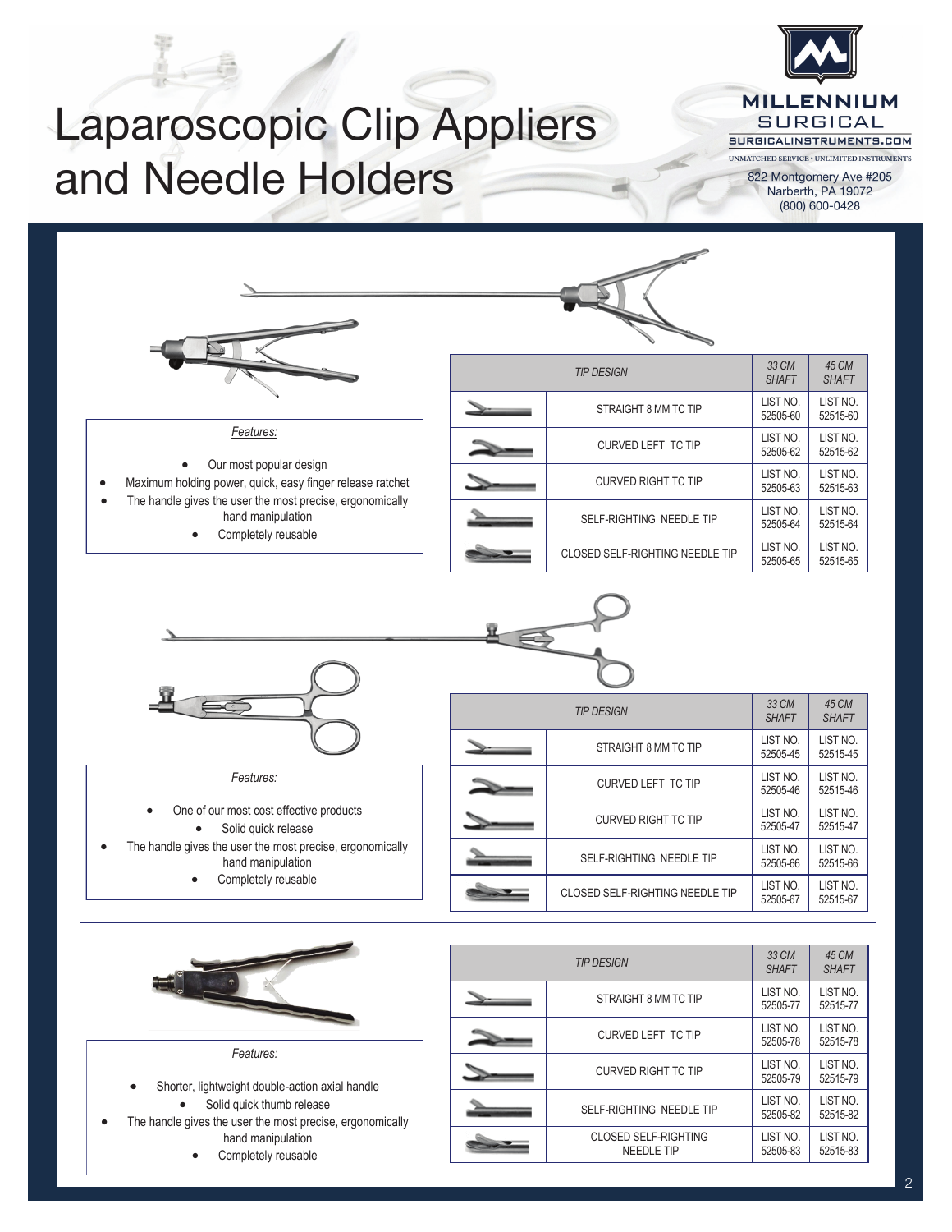# Laparoscopic Clip Appliers and Needle Holders

MILLENNIUM SURGICAL
SURGICALINSTRUMENTS.COM
UNMATCHED SERVICE · UNLIMITED INSTRUMENTS

822 Montgomery Ave #205
Narberth, PA 19072
(800) 600-0428

*Features:*

- Our most popular design
- Maximum holding power, quick, easy finger release ratchet
- The handle gives the user the most precise, ergonomically hand manipulation
- Completely reusable

| *TIP DESIGN* | | *33 CM SHAFT* | *45 CM SHAFT* |
|---|---|---|---|
| | STRAIGHT 8 MM TC TIP | LIST NO. 52505-60 | LIST NO. 52515-60 |
| | CURVED LEFT TC TIP | LIST NO. 52505-62 | LIST NO. 52515-62 |
| | CURVED RIGHT TC TIP | LIST NO. 52505-63 | LIST NO. 52515-63 |
| | SELF-RIGHTING NEEDLE TIP | LIST NO. 52505-64 | LIST NO. 52515-64 |
| | CLOSED SELF-RIGHTING NEEDLE TIP | LIST NO. 52505-65 | LIST NO. 52515-65 |

*Features:*

- One of our most cost effective products
- Solid quick release
- The handle gives the user the most precise, ergonomically hand manipulation
- Completely reusable

| *TIP DESIGN* | | *33 CM SHAFT* | *45 CM SHAFT* |
|---|---|---|---|
| | STRAIGHT 8 MM TC TIP | LIST NO. 52505-45 | LIST NO. 52515-45 |
| | CURVED LEFT TC TIP | LIST NO. 52505-46 | LIST NO. 52515-46 |
| | CURVED RIGHT TC TIP | LIST NO. 52505-47 | LIST NO. 52515-47 |
| | SELF-RIGHTING NEEDLE TIP | LIST NO. 52505-66 | LIST NO. 52515-66 |
| | CLOSED SELF-RIGHTING NEEDLE TIP | LIST NO. 52505-67 | LIST NO. 52515-67 |

*Features:*

- Shorter, lightweight double-action axial handle
- Solid quick thumb release
- The handle gives the user the most precise, ergonomically hand manipulation
- Completely reusable

| *TIP DESIGN* | | *33 CM SHAFT* | *45 CM SHAFT* |
|---|---|---|---|
| | STRAIGHT 8 MM TC TIP | LIST NO. 52505-77 | LIST NO. 52515-77 |
| | CURVED LEFT TC TIP | LIST NO. 52505-78 | LIST NO. 52515-78 |
| | CURVED RIGHT TC TIP | LIST NO. 52505-79 | LIST NO. 52515-79 |
| | SELF-RIGHTING NEEDLE TIP | LIST NO. 52505-82 | LIST NO. 52515-82 |
| | CLOSED SELF-RIGHTING NEEDLE TIP | LIST NO. 52505-83 | LIST NO. 52515-83 |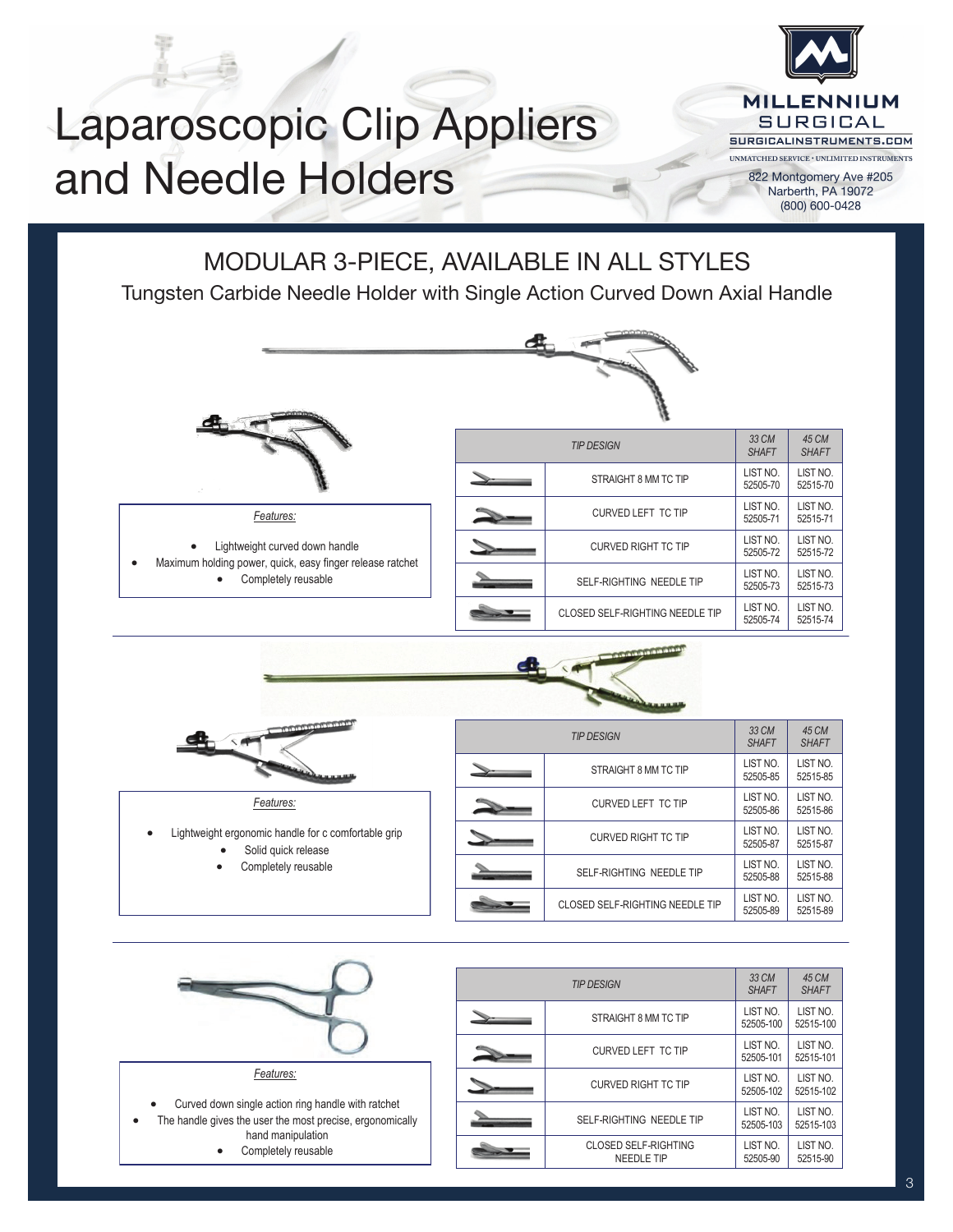# Laparoscopic Clip Appliers and Needle Holders

MILLENNIUM SURGICAL

SURGICALINSTRUMENTS.COM

UNMATCHED SERVICE • UNLIMITED INSTRUMENTS

822 Montgomery Ave #205
Narberth, PA 19072
(800) 600-0428

## MODULAR 3-PIECE, AVAILABLE IN ALL STYLES

### Tungsten Carbide Needle Holder with Single Action Curved Down Axial Handle

*Features:*

- Lightweight curved down handle
- Maximum holding power, quick, easy finger release ratchet
- Completely reusable

| *TIP DESIGN* | | *33 CM SHAFT* | *45 CM SHAFT* |
|---|---|---|---|
| | STRAIGHT 8 MM TC TIP | LIST NO. 52505-70 | LIST NO. 52515-70 |
| | CURVED LEFT TC TIP | LIST NO. 52505-71 | LIST NO. 52515-71 |
| | CURVED RIGHT TC TIP | LIST NO. 52505-72 | LIST NO. 52515-72 |
| | SELF-RIGHTING NEEDLE TIP | LIST NO. 52505-73 | LIST NO. 52515-73 |
| | CLOSED SELF-RIGHTING NEEDLE TIP | LIST NO. 52505-74 | LIST NO. 52515-74 |

*Features:*

- Lightweight ergonomic handle for c comfortable grip
- Solid quick release
- Completely reusable

| *TIP DESIGN* | | *33 CM SHAFT* | *45 CM SHAFT* |
|---|---|---|---|
| | STRAIGHT 8 MM TC TIP | LIST NO. 52505-85 | LIST NO. 52515-85 |
| | CURVED LEFT TC TIP | LIST NO. 52505-86 | LIST NO. 52515-86 |
| | CURVED RIGHT TC TIP | LIST NO. 52505-87 | LIST NO. 52515-87 |
| | SELF-RIGHTING NEEDLE TIP | LIST NO. 52505-88 | LIST NO. 52515-88 |
| | CLOSED SELF-RIGHTING NEEDLE TIP | LIST NO. 52505-89 | LIST NO. 52515-89 |

*Features:*

- Curved down single action ring handle with ratchet
- The handle gives the user the most precise, ergonomically hand manipulation
- Completely reusable

| *TIP DESIGN* | | *33 CM SHAFT* | *45 CM SHAFT* |
|---|---|---|---|
| | STRAIGHT 8 MM TC TIP | LIST NO. 52505-100 | LIST NO. 52515-100 |
| | CURVED LEFT TC TIP | LIST NO. 52505-101 | LIST NO. 52515-101 |
| | CURVED RIGHT TC TIP | LIST NO. 52505-102 | LIST NO. 52515-102 |
| | SELF-RIGHTING NEEDLE TIP | LIST NO. 52505-103 | LIST NO. 52515-103 |
| | CLOSED SELF-RIGHTING NEEDLE TIP | LIST NO. 52505-90 | LIST NO. 52515-90 |